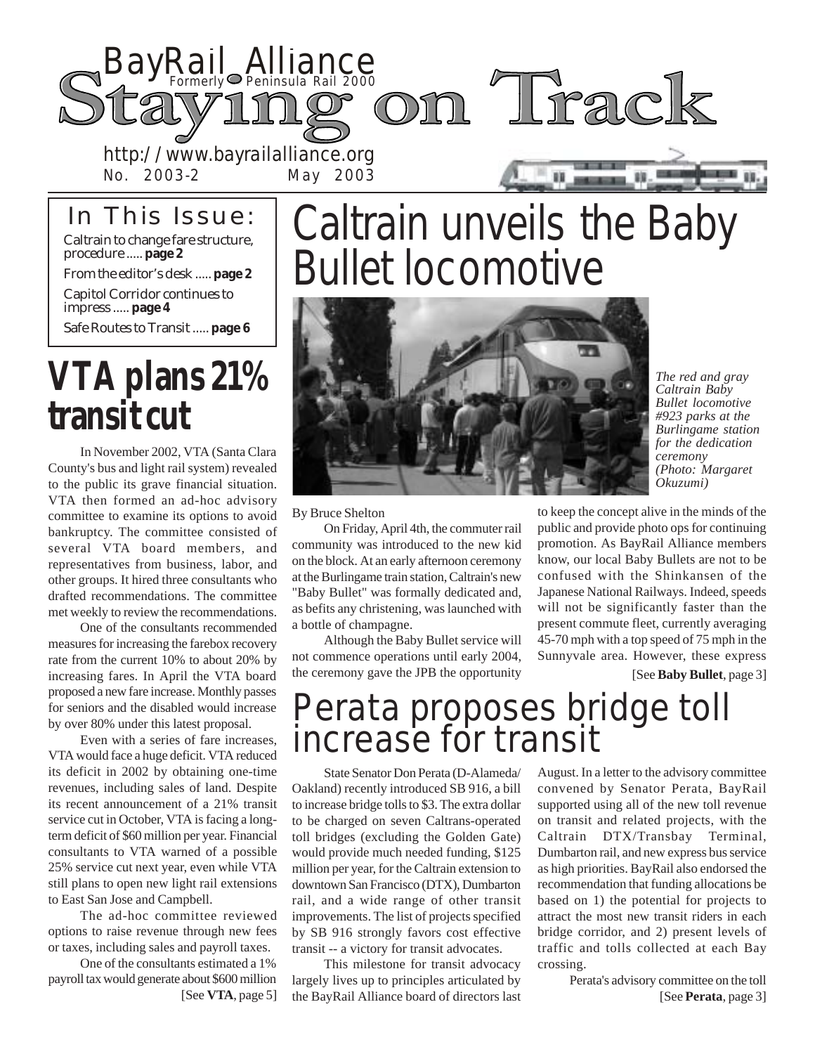# BayRail Alliance

Formerly Peninsula Rail 2000

# Staying on Track

http://www.bayrailalliance.org

No. 2003-2 May 2003

## In This Issue:

- Caltrain to change fare structure, procedure ..... **page 2**
- From the editor's desk ..... **page 2**
- Capitol Corridor continues to impress ..... **page 4**
- Safe Routes to Transit ..... **page 6**

# Caltrain unveils the Baby Bullet locomotive

*The red and gray Caltrain Baby Bullet locomotive #923 parks at the Burlingame station for the dedication ceremony (Photo: Margaret Okuzumi)*

By Bruce Shelton

On Friday, April 4th, the commuter rail community was introduced to the new kid on the block. At an early afternoon ceremony at the Burlingame train station, Caltrain's new "Baby Bullet" was formally dedicated and, as befits any christening, was launched with a bottle of champagne.

Although the Baby Bullet service will not commence operations until early 2004, the ceremony gave the JPB the opportunity to keep the concept alive in the minds of the public and provide photo ops for continuing promotion. As BayRail Alliance members know, our local Baby Bullets are not to be confused with the Shinkansen of the Japanese National Railways. Indeed, speeds will not be significantly faster than the present commute fleet, currently averaging 45-70 mph with a top speed of 75 mph in the Sunnyvale area. However, these express

[See **Baby Bullet**, page 3]

# VTA plans 21% transit cut

In November 2002, VTA (Santa Clara County's bus and light rail system) revealed to the public its grave financial situation. VTA then formed an ad-hoc advisory committee to examine its options to avoid bankruptcy. The committee consisted of several VTA board members, and representatives from business, labor, and other groups. It hired three consultants who drafted recommendations. The committee met weekly to review the recommendations.

One of the consultants recommended measures for increasing the farebox recovery rate from the current 10% to about 20% by increasing fares. In April the VTA board proposed a new fare increase. Monthly passes for seniors and the disabled would increase by over 80% under this latest proposal.

Even with a series of fare increases, VTA would face a huge deficit. VTA reduced its deficit in 2002 by obtaining one-time revenues, including sales of land. Despite its recent announcement of a 21% transit service cut in October, VTA is facing a long-term deficit of $60 million per year. Financial consultants to VTA warned of a possible 25% service cut next year, even while VTA still plans to open new light rail extensions to East San Jose and Campbell.

The ad-hoc committee reviewed options to raise revenue through new fees or taxes, including sales and payroll taxes.

One of the consultants estimated a 1% payroll tax would generate about $600 million

[See **VTA**, page 5]

# Perata proposes bridge toll increase for transit

State Senator Don Perata (D-Alameda/ Oakland) recently introduced SB 916, a bill to increase bridge tolls to $3. The extra dollar to be charged on seven Caltrans-operated toll bridges (excluding the Golden Gate) would provide much needed funding, $125 million per year, for the Caltrain extension to downtown San Francisco (DTX), Dumbarton rail, and a wide range of other transit improvements. The list of projects specified by SB 916 strongly favors cost effective transit -- a victory for transit advocates.

This milestone for transit advocacy largely lives up to principles articulated by the BayRail Alliance board of directors last August. In a letter to the advisory committee convened by Senator Perata, BayRail supported using all of the new toll revenue on transit and related projects, with the Caltrain DTX/Transbay Terminal, Dumbarton rail, and new express bus service as high priorities. BayRail also endorsed the recommendation that funding allocations be based on 1) the potential for projects to attract the most new transit riders in each bridge corridor, and 2) present levels of traffic and tolls collected at each Bay crossing.

Perata's advisory committee on the toll

[See **Perata**, page 3]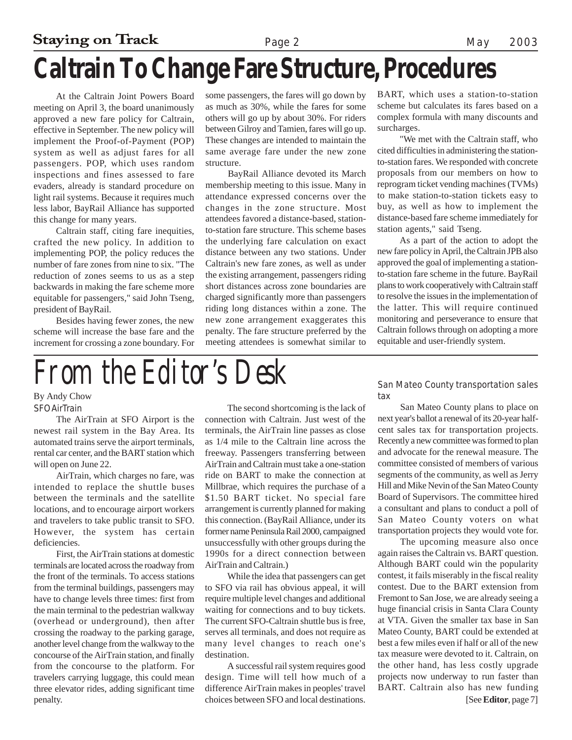# Caltrain To Change Fare Structure, Procedures

At the Caltrain Joint Powers Board meeting on April 3, the board unanimously approved a new fare policy for Caltrain, effective in September. The new policy will implement the Proof-of-Payment (POP) system as well as adjust fares for all passengers. POP, which uses random inspections and fines assessed to fare evaders, already is standard procedure on light rail systems. Because it requires much less labor, BayRail Alliance has supported this change for many years.

Caltrain staff, citing fare inequities, crafted the new policy. In addition to implementing POP, the policy reduces the number of fare zones from nine to six. "The reduction of zones seems to us as a step backwards in making the fare scheme more equitable for passengers," said John Tseng, president of BayRail.

Besides having fewer zones, the new scheme will increase the base fare and the increment for crossing a zone boundary. For some passengers, the fares will go down by as much as 30%, while the fares for some others will go up by about 30%. For riders between Gilroy and Tamien, fares will go up. These changes are intended to maintain the same average fare under the new zone structure.

BayRail Alliance devoted its March membership meeting to this issue. Many in attendance expressed concerns over the changes in the zone structure. Most attendees favored a distance-based, station-to-station fare structure. This scheme bases the underlying fare calculation on exact distance between any two stations. Under Caltrain's new fare zones, as well as under the existing arrangement, passengers riding short distances across zone boundaries are charged significantly more than passengers riding long distances within a zone. The new zone arrangement exaggerates this penalty. The fare structure preferred by the meeting attendees is somewhat similar to BART, which uses a station-to-station scheme but calculates its fares based on a complex formula with many discounts and surcharges.

"We met with the Caltrain staff, who cited difficulties in administering the station-to-station fares. We responded with concrete proposals from our members on how to reprogram ticket vending machines (TVMs) to make station-to-station tickets easy to buy, as well as how to implement the distance-based fare scheme immediately for station agents," said Tseng.

As a part of the action to adopt the new fare policy in April, the Caltrain JPB also approved the goal of implementing a station-to-station fare scheme in the future. BayRail plans to work cooperatively with Caltrain staff to resolve the issues in the implementation of the latter. This will require continued monitoring and perseverance to ensure that Caltrain follows through on adopting a more equitable and user-friendly system.

# From the Editor's Desk

By Andy Chow

### SFO AirTrain

The AirTrain at SFO Airport is the newest rail system in the Bay Area. Its automated trains serve the airport terminals, rental car center, and the BART station which will open on June 22.

AirTrain, which charges no fare, was intended to replace the shuttle buses between the terminals and the satellite locations, and to encourage airport workers and travelers to take public transit to SFO. However, the system has certain deficiencies.

First, the AirTrain stations at domestic terminals are located across the roadway from the front of the terminals. To access stations from the terminal buildings, passengers may have to change levels three times: first from the main terminal to the pedestrian walkway (overhead or underground), then after crossing the roadway to the parking garage, another level change from the walkway to the concourse of the AirTrain station, and finally from the concourse to the platform. For travelers carrying luggage, this could mean three elevator rides, adding significant time penalty.

The second shortcoming is the lack of connection with Caltrain. Just west of the terminals, the AirTrain line passes as close as 1/4 mile to the Caltrain line across the freeway. Passengers transferring between AirTrain and Caltrain must take a one-station ride on BART to make the connection at Millbrae, which requires the purchase of a \$1.50 BART ticket. No special fare arrangement is currently planned for making this connection. (BayRail Alliance, under its former name Peninsula Rail 2000, campaigned unsuccessfully with other groups during the 1990s for a direct connection between AirTrain and Caltrain.)

While the idea that passengers can get to SFO via rail has obvious appeal, it will require multiple level changes and additional waiting for connections and to buy tickets. The current SFO-Caltrain shuttle bus is free, serves all terminals, and does not require as many level changes to reach one's destination.

A successful rail system requires good design. Time will tell how much of a difference AirTrain makes in peoples' travel choices between SFO and local destinations.

### San Mateo County transportation sales tax

San Mateo County plans to place on next year's ballot a renewal of its 20-year half-cent sales tax for transportation projects. Recently a new committee was formed to plan and advocate for the renewal measure. The committee consisted of members of various segments of the community, as well as Jerry Hill and Mike Nevin of the San Mateo County Board of Supervisors. The committee hired a consultant and plans to conduct a poll of San Mateo County voters on what transportation projects they would vote for.

The upcoming measure also once again raises the Caltrain vs. BART question. Although BART could win the popularity contest, it fails miserably in the fiscal reality contest. Due to the BART extension from Fremont to San Jose, we are already seeing a huge financial crisis in Santa Clara County at VTA. Given the smaller tax base in San Mateo County, BART could be extended at best a few miles even if half or all of the new tax measure were devoted to it. Caltrain, on the other hand, has less costly upgrade projects now underway to run faster than BART. Caltrain also has new funding

[See **Editor**, page 7]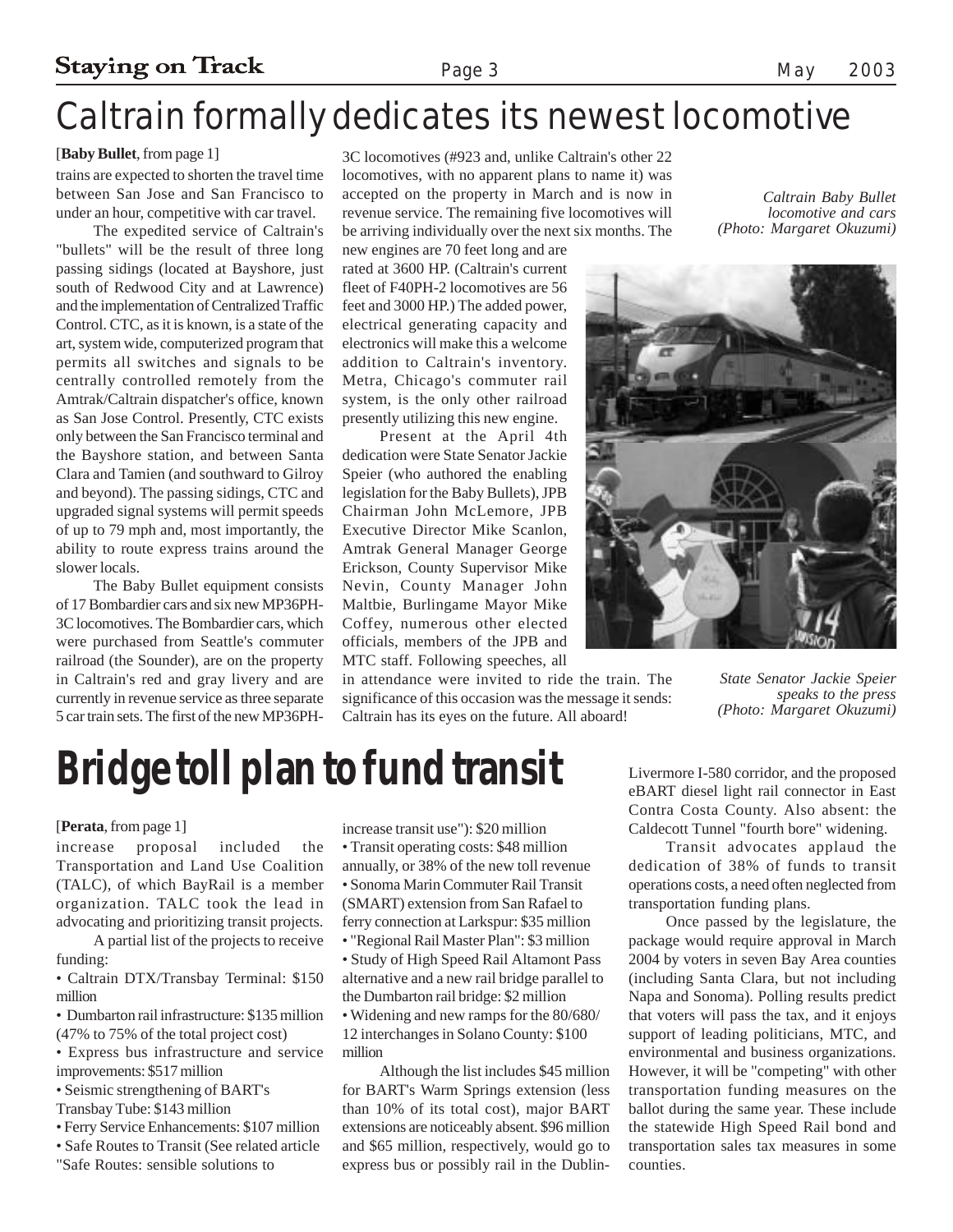# Caltrain formally dedicates its newest locomotive

[**Baby Bullet**, from page 1]

trains are expected to shorten the travel time between San Jose and San Francisco to under an hour, competitive with car travel.

The expedited service of Caltrain's "bullets" will be the result of three long passing sidings (located at Bayshore, just south of Redwood City and at Lawrence) and the implementation of Centralized Traffic Control. CTC, as it is known, is a state of the art, system wide, computerized program that permits all switches and signals to be centrally controlled remotely from the Amtrak/Caltrain dispatcher's office, known as San Jose Control. Presently, CTC exists only between the San Francisco terminal and the Bayshore station, and between Santa Clara and Tamien (and southward to Gilroy and beyond). The passing sidings, CTC and upgraded signal systems will permit speeds of up to 79 mph and, most importantly, the ability to route express trains around the slower locals.

The Baby Bullet equipment consists of 17 Bombardier cars and six new MP36PH-3C locomotives. The Bombardier cars, which were purchased from Seattle's commuter railroad (the Sounder), are on the property in Caltrain's red and gray livery and are currently in revenue service as three separate 5 car train sets. The first of the new MP36PH-3C locomotives (#923 and, unlike Caltrain's other 22 locomotives, with no apparent plans to name it) was accepted on the property in March and is now in revenue service. The remaining five locomotives will be arriving individually over the next six months. The new engines are 70 feet long and are rated at 3600 HP. (Caltrain's current fleet of F40PH-2 locomotives are 56 feet and 3000 HP.) The added power, electrical generating capacity and electronics will make this a welcome addition to Caltrain's inventory. Metra, Chicago's commuter rail system, is the only other railroad presently utilizing this new engine.

Present at the April 4th dedication were State Senator Jackie Speier (who authored the enabling legislation for the Baby Bullets), JPB Chairman John McLemore, JPB Executive Director Mike Scanlon, Amtrak General Manager George Erickson, County Supervisor Mike Nevin, County Manager John Maltbie, Burlingame Mayor Mike Coffey, numerous other elected officials, members of the JPB and MTC staff. Following speeches, all in attendance were invited to ride the train. The significance of this occasion was the message it sends: Caltrain has its eyes on the future. All aboard!

*Caltrain Baby Bullet locomotive and cars (Photo: Margaret Okuzumi)*

*State Senator Jackie Speier speaks to the press (Photo: Margaret Okuzumi)*

# Bridge toll plan to fund transit

[**Perata**, from page 1]

increase proposal included the Transportation and Land Use Coalition (TALC), of which BayRail is a member organization. TALC took the lead in advocating and prioritizing transit projects.

A partial list of the projects to receive funding:

- Caltrain DTX/Transbay Terminal: $150 million
- Dumbarton rail infrastructure: $135 million (47% to 75% of the total project cost)
- Express bus infrastructure and service improvements: $517 million
- Seismic strengthening of BART's Transbay Tube: $143 million
- Ferry Service Enhancements: $107 million
- Safe Routes to Transit (See related article "Safe Routes: sensible solutions to increase transit use"): $20 million
- Transit operating costs: $48 million annually, or 38% of the new toll revenue
- Sonoma Marin Commuter Rail Transit (SMART) extension from San Rafael to ferry connection at Larkspur: $35 million
- "Regional Rail Master Plan": $3 million
- Study of High Speed Rail Altamont Pass alternative and a new rail bridge parallel to the Dumbarton rail bridge: $2 million
- Widening and new ramps for the 80/680/12 interchanges in Solano County: $100 million

Although the list includes $45 million for BART's Warm Springs extension (less than 10% of its total cost), major BART extensions are noticeably absent. $96 million and $65 million, respectively, would go to express bus or possibly rail in the Dublin-Livermore I-580 corridor, and the proposed eBART diesel light rail connector in East Contra Costa County. Also absent: the Caldecott Tunnel "fourth bore" widening.

Transit advocates applaud the dedication of 38% of funds to transit operations costs, a need often neglected from transportation funding plans.

Once passed by the legislature, the package would require approval in March 2004 by voters in seven Bay Area counties (including Santa Clara, but not including Napa and Sonoma). Polling results predict that voters will pass the tax, and it enjoys support of leading politicians, MTC, and environmental and business organizations. However, it will be "competing" with other transportation funding measures on the ballot during the same year. These include the statewide High Speed Rail bond and transportation sales tax measures in some counties.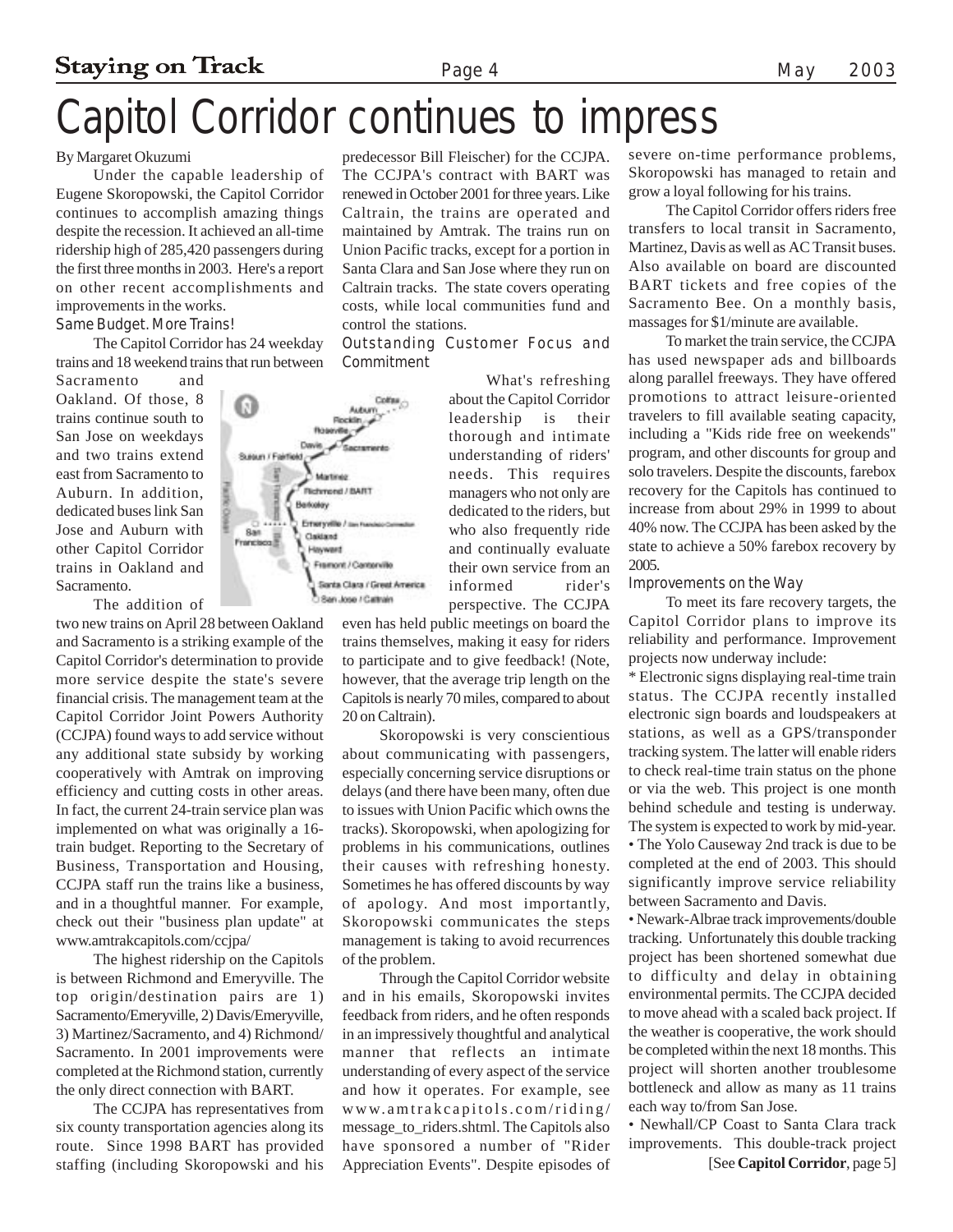// Capitol Corridor continues to impress

By Margaret Okuzumi

Under the capable leadership of Eugene Skoropowski, the Capitol Corridor continues to accomplish amazing things despite the recession. It achieved an all-time ridership high of 285,420 passengers during the first three months in 2003. Here's a report on other recent accomplishments and improvements in the works.

### Same Budget. More Trains!

The Capitol Corridor has 24 weekday trains and 18 weekend trains that run between Sacramento and Oakland. Of those, 8 trains continue south to San Jose on weekdays and two trains extend east from Sacramento to Auburn. In addition, dedicated buses link San Jose and Auburn with other Capitol Corridor trains in Oakland and Sacramento.

The addition of two new trains on April 28 between Oakland and Sacramento is a striking example of the Capitol Corridor's determination to provide more service despite the state's severe financial crisis. The management team at the Capitol Corridor Joint Powers Authority (CCJPA) found ways to add service without any additional state subsidy by working cooperatively with Amtrak on improving efficiency and cutting costs in other areas. In fact, the current 24-train service plan was implemented on what was originally a 16-train budget. Reporting to the Secretary of Business, Transportation and Housing, CCJPA staff run the trains like a business, and in a thoughtful manner. For example, check out their "business plan update" at www.amtrakcapitols.com/ccjpa/

The highest ridership on the Capitols is between Richmond and Emeryville. The top origin/destination pairs are 1) Sacramento/Emeryville, 2) Davis/Emeryville, 3) Martinez/Sacramento, and 4) Richmond/Sacramento. In 2001 improvements were completed at the Richmond station, currently the only direct connection with BART.

The CCJPA has representatives from six county transportation agencies along its route. Since 1998 BART has provided staffing (including Skoropowski and his predecessor Bill Fleischer) for the CCJPA. The CCJPA's contract with BART was renewed in October 2001 for three years. Like Caltrain, the trains are operated and maintained by Amtrak. The trains run on Union Pacific tracks, except for a portion in Santa Clara and San Jose where they run on Caltrain tracks. The state covers operating costs, while local communities fund and control the stations.

### Outstanding Customer Focus and Commitment

What's refreshing about the Capitol Corridor leadership is their thorough and intimate understanding of riders' needs. This requires managers who not only are dedicated to the riders, but who also frequently ride and continually evaluate their own service from an informed rider's perspective. The CCJPA even has held public meetings on board the trains themselves, making it easy for riders to participate and to give feedback! (Note, however, that the average trip length on the Capitols is nearly 70 miles, compared to about 20 on Caltrain).

Skoropowski is very conscientious about communicating with passengers, especially concerning service disruptions or delays (and there have been many, often due to issues with Union Pacific which owns the tracks). Skoropowski, when apologizing for problems in his communications, outlines their causes with refreshing honesty. Sometimes he has offered discounts by way of apology. And most importantly, Skoropowski communicates the steps management is taking to avoid recurrences of the problem.

Through the Capitol Corridor website and in his emails, Skoropowski invites feedback from riders, and he often responds in an impressively thoughtful and analytical manner that reflects an intimate understanding of every aspect of the service and how it operates. For example, see www.amtrakcapitols.com/riding/message_to_riders.shtml. The Capitols also have sponsored a number of "Rider Appreciation Events". Despite episodes of severe on-time performance problems, Skoropowski has managed to retain and grow a loyal following for his trains.

The Capitol Corridor offers riders free transfers to local transit in Sacramento, Martinez, Davis as well as AC Transit buses. Also available on board are discounted BART tickets and free copies of the Sacramento Bee. On a monthly basis, massages for $1/minute are available.

To market the train service, the CCJPA has used newspaper ads and billboards along parallel freeways. They have offered promotions to attract leisure-oriented travelers to fill available seating capacity, including a "Kids ride free on weekends" program, and other discounts for group and solo travelers. Despite the discounts, farebox recovery for the Capitols has continued to increase from about 29% in 1999 to about 40% now. The CCJPA has been asked by the state to achieve a 50% farebox recovery by 2005.

### Improvements on the Way

To meet its fare recovery targets, the Capitol Corridor plans to improve its reliability and performance. Improvement projects now underway include:

* Electronic signs displaying real-time train status. The CCJPA recently installed electronic sign boards and loudspeakers at stations, as well as a GPS/transponder tracking system. The latter will enable riders to check real-time train status on the phone or via the web. This project is one month behind schedule and testing is underway. The system is expected to work by mid-year.
• The Yolo Causeway 2nd track is due to be completed at the end of 2003. This should significantly improve service reliability between Sacramento and Davis.
• Newark-Albrae track improvements/double tracking. Unfortunately this double tracking project has been shortened somewhat due to difficulty and delay in obtaining environmental permits. The CCJPA decided to move ahead with a scaled back project. If the weather is cooperative, the work should be completed within the next 18 months. This project will shorten another troublesome bottleneck and allow as many as 11 trains each way to/from San Jose.
• Newhall/CP Coast to Santa Clara track improvements. This double-track project

[See **Capitol Corridor**, page 5]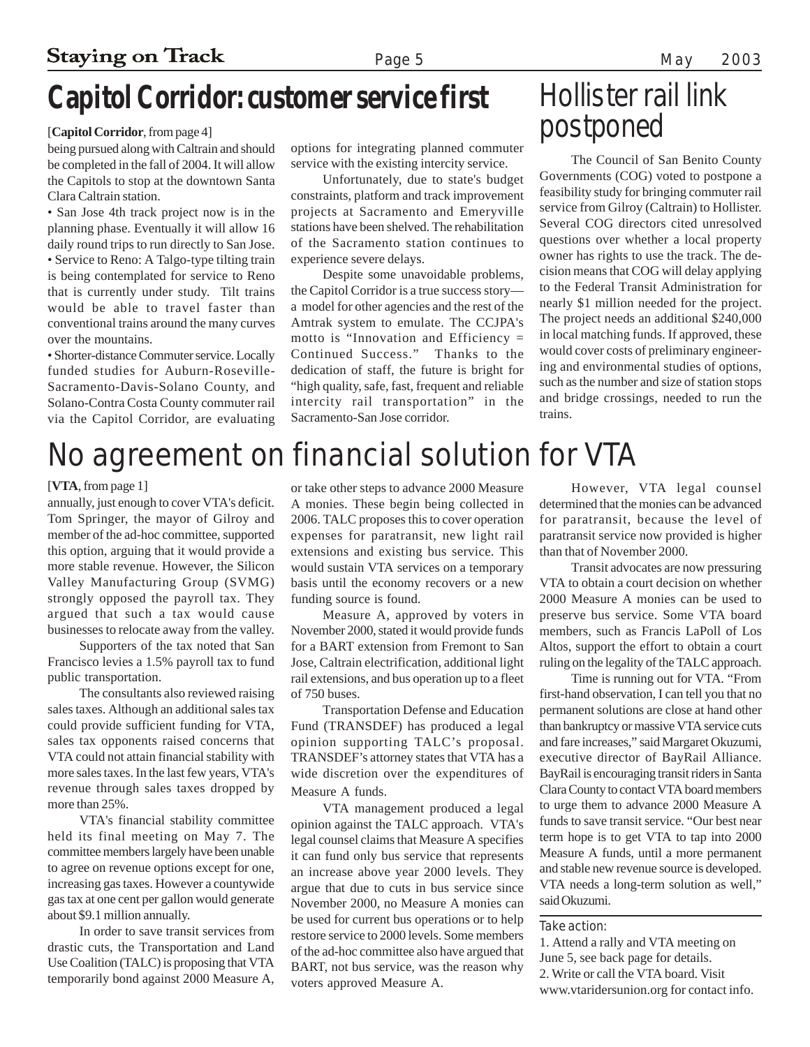## Capitol Corridor: customer service first

[**Capitol Corridor**, from page 4]

being pursued along with Caltrain and should be completed in the fall of 2004. It will allow the Capitols to stop at the downtown Santa Clara Caltrain station.

• San Jose 4th track project now is in the planning phase. Eventually it will allow 16 daily round trips to run directly to San Jose.

• Service to Reno: A Talgo-type tilting train is being contemplated for service to Reno that is currently under study. Tilt trains would be able to travel faster than conventional trains around the many curves over the mountains.

• Shorter-distance Commuter service. Locally funded studies for Auburn-Roseville-Sacramento-Davis-Solano County, and Solano-Contra Costa County commuter rail via the Capitol Corridor, are evaluating options for integrating planned commuter service with the existing intercity service.

Unfortunately, due to state's budget constraints, platform and track improvement projects at Sacramento and Emeryville stations have been shelved. The rehabilitation of the Sacramento station continues to experience severe delays.

Despite some unavoidable problems, the Capitol Corridor is a true success story—a model for other agencies and the rest of the Amtrak system to emulate. The CCJPA's motto is "Innovation and Efficiency = Continued Success." Thanks to the dedication of staff, the future is bright for "high quality, safe, fast, frequent and reliable intercity rail transportation" in the Sacramento-San Jose corridor.

## Hollister rail link postponed

The Council of San Benito County Governments (COG) voted to postpone a feasibility study for bringing commuter rail service from Gilroy (Caltrain) to Hollister. Several COG directors cited unresolved questions over whether a local property owner has rights to use the track. The decision means that COG will delay applying to the Federal Transit Administration for nearly $1 million needed for the project. The project needs an additional $240,000 in local matching funds. If approved, these would cover costs of preliminary engineering and environmental studies of options, such as the number and size of station stops and bridge crossings, needed to run the trains.

## No agreement on financial solution for VTA

[**VTA**, from page 1]

annually, just enough to cover VTA's deficit. Tom Springer, the mayor of Gilroy and member of the ad-hoc committee, supported this option, arguing that it would provide a more stable revenue. However, the Silicon Valley Manufacturing Group (SVMG) strongly opposed the payroll tax. They argued that such a tax would cause businesses to relocate away from the valley.

Supporters of the tax noted that San Francisco levies a 1.5% payroll tax to fund public transportation.

The consultants also reviewed raising sales taxes. Although an additional sales tax could provide sufficient funding for VTA, sales tax opponents raised concerns that VTA could not attain financial stability with more sales taxes. In the last few years, VTA's revenue through sales taxes dropped by more than 25%.

VTA's financial stability committee held its final meeting on May 7. The committee members largely have been unable to agree on revenue options except for one, increasing gas taxes. However a countywide gas tax at one cent per gallon would generate about $9.1 million annually.

In order to save transit services from drastic cuts, the Transportation and Land Use Coalition (TALC) is proposing that VTA temporarily bond against 2000 Measure A, or take other steps to advance 2000 Measure A monies. These begin being collected in 2006. TALC proposes this to cover operation expenses for paratransit, new light rail extensions and existing bus service. This would sustain VTA services on a temporary basis until the economy recovers or a new funding source is found.

Measure A, approved by voters in November 2000, stated it would provide funds for a BART extension from Fremont to San Jose, Caltrain electrification, additional light rail extensions, and bus operation up to a fleet of 750 buses.

Transportation Defense and Education Fund (TRANSDEF) has produced a legal opinion supporting TALC's proposal. TRANSDEF's attorney states that VTA has a wide discretion over the expenditures of Measure A funds.

VTA management produced a legal opinion against the TALC approach. VTA's legal counsel claims that Measure A specifies it can fund only bus service that represents an increase above year 2000 levels. They argue that due to cuts in bus service since November 2000, no Measure A monies can be used for current bus operations or to help restore service to 2000 levels. Some members of the ad-hoc committee also have argued that BART, not bus service, was the reason why voters approved Measure A.

However, VTA legal counsel determined that the monies can be advanced for paratransit, because the level of paratransit service now provided is higher than that of November 2000.

Transit advocates are now pressuring VTA to obtain a court decision on whether 2000 Measure A monies can be used to preserve bus service. Some VTA board members, such as Francis LaPoll of Los Altos, support the effort to obtain a court ruling on the legality of the TALC approach.

Time is running out for VTA. "From first-hand observation, I can tell you that no permanent solutions are close at hand other than bankruptcy or massive VTA service cuts and fare increases," said Margaret Okuzumi, executive director of BayRail Alliance. BayRail is encouraging transit riders in Santa Clara County to contact VTA board members to urge them to advance 2000 Measure A funds to save transit service. "Our best near term hope is to get VTA to tap into 2000 Measure A funds, until a more permanent and stable new revenue source is developed. VTA needs a long-term solution as well," said Okuzumi.

### Take action:

1. Attend a rally and VTA meeting on June 5, see back page for details.
2. Write or call the VTA board. Visit www.vtaridersunion.org for contact info.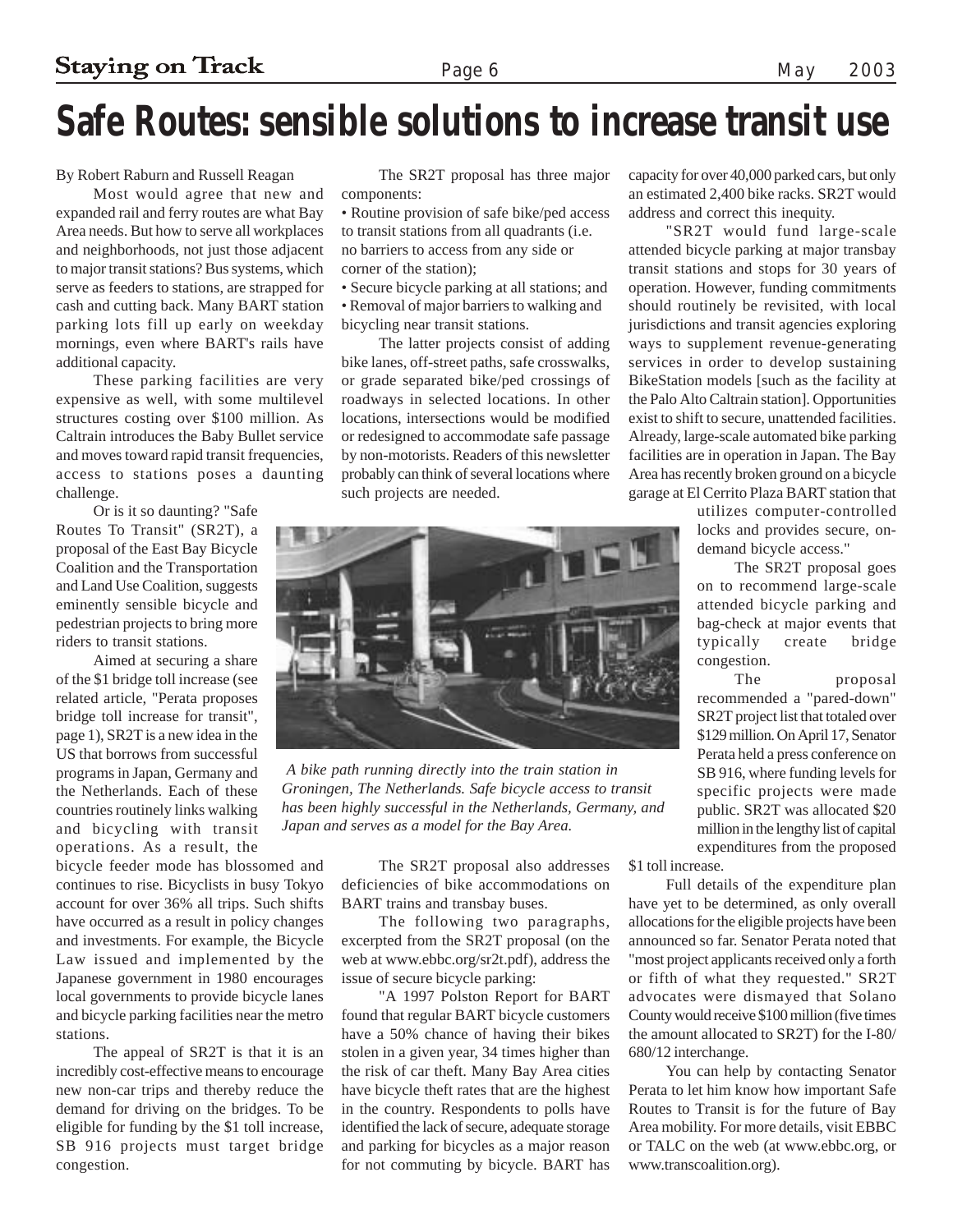# Safe Routes: sensible solutions to increase transit use

By Robert Raburn and Russell Reagan

Most would agree that new and expanded rail and ferry routes are what Bay Area needs. But how to serve all workplaces and neighborhoods, not just those adjacent to major transit stations? Bus systems, which serve as feeders to stations, are strapped for cash and cutting back. Many BART station parking lots fill up early on weekday mornings, even where BART's rails have additional capacity.

These parking facilities are very expensive as well, with some multilevel structures costing over $100 million. As Caltrain introduces the Baby Bullet service and moves toward rapid transit frequencies, access to stations poses a daunting challenge.

Or is it so daunting? "Safe Routes To Transit" (SR2T), a proposal of the East Bay Bicycle Coalition and the Transportation and Land Use Coalition, suggests eminently sensible bicycle and pedestrian projects to bring more riders to transit stations.

Aimed at securing a share of the $1 bridge toll increase (see related article, "Perata proposes bridge toll increase for transit", page 1), SR2T is a new idea in the US that borrows from successful programs in Japan, Germany and the Netherlands. Each of these countries routinely links walking and bicycling with transit operations. As a result, the bicycle feeder mode has blossomed and continues to rise. Bicyclists in busy Tokyo account for over 36% all trips. Such shifts have occurred as a result in policy changes and investments. For example, the Bicycle Law issued and implemented by the Japanese government in 1980 encourages local governments to provide bicycle lanes and bicycle parking facilities near the metro stations.

The appeal of SR2T is that it is an incredibly cost-effective means to encourage new non-car trips and thereby reduce the demand for driving on the bridges. To be eligible for funding by the $1 toll increase, SB 916 projects must target bridge congestion.

The SR2T proposal has three major components:

- Routine provision of safe bike/ped access to transit stations from all quadrants (i.e. no barriers to access from any side or corner of the station);
- Secure bicycle parking at all stations; and
- Removal of major barriers to walking and bicycling near transit stations.

The latter projects consist of adding bike lanes, off-street paths, safe crosswalks, or grade separated bike/ped crossings of roadways in selected locations. In other locations, intersections would be modified or redesigned to accommodate safe passage by non-motorists. Readers of this newsletter probably can think of several locations where such projects are needed.

*A bike path running directly into the train station in Groningen, The Netherlands. Safe bicycle access to transit has been highly successful in the Netherlands, Germany, and Japan and serves as a model for the Bay Area.*

The SR2T proposal also addresses deficiencies of bike accommodations on BART trains and transbay buses.

The following two paragraphs, excerpted from the SR2T proposal (on the web at www.ebbc.org/sr2t.pdf), address the issue of secure bicycle parking:

"A 1997 Polston Report for BART found that regular BART bicycle customers have a 50% chance of having their bikes stolen in a given year, 34 times higher than the risk of car theft. Many Bay Area cities have bicycle theft rates that are the highest in the country. Respondents to polls have identified the lack of secure, adequate storage and parking for bicycles as a major reason for not commuting by bicycle. BART has capacity for over 40,000 parked cars, but only an estimated 2,400 bike racks. SR2T would address and correct this inequity.

"SR2T would fund large-scale attended bicycle parking at major transbay transit stations and stops for 30 years of operation. However, funding commitments should routinely be revisited, with local jurisdictions and transit agencies exploring ways to supplement revenue-generating services in order to develop sustaining BikeStation models [such as the facility at the Palo Alto Caltrain station]. Opportunities exist to shift to secure, unattended facilities. Already, large-scale automated bike parking facilities are in operation in Japan. The Bay Area has recently broken ground on a bicycle garage at El Cerrito Plaza BART station that utilizes computer-controlled locks and provides secure, on-demand bicycle access."

The SR2T proposal goes on to recommend large-scale attended bicycle parking and bag-check at major events that typically create bridge congestion.

The proposal recommended a "pared-down" SR2T project list that totaled over $129 million. On April 17, Senator Perata held a press conference on SB 916, where funding levels for specific projects were made public. SR2T was allocated $20 million in the lengthy list of capital expenditures from the proposed $1 toll increase.

Full details of the expenditure plan have yet to be determined, as only overall allocations for the eligible projects have been announced so far. Senator Perata noted that "most project applicants received only a forth or fifth of what they requested." SR2T advocates were dismayed that Solano County would receive $100 million (five times the amount allocated to SR2T) for the I-80/680/12 interchange.

You can help by contacting Senator Perata to let him know how important Safe Routes to Transit is for the future of Bay Area mobility. For more details, visit EBBC or TALC on the web (at www.ebbc.org, or www.transcoalition.org).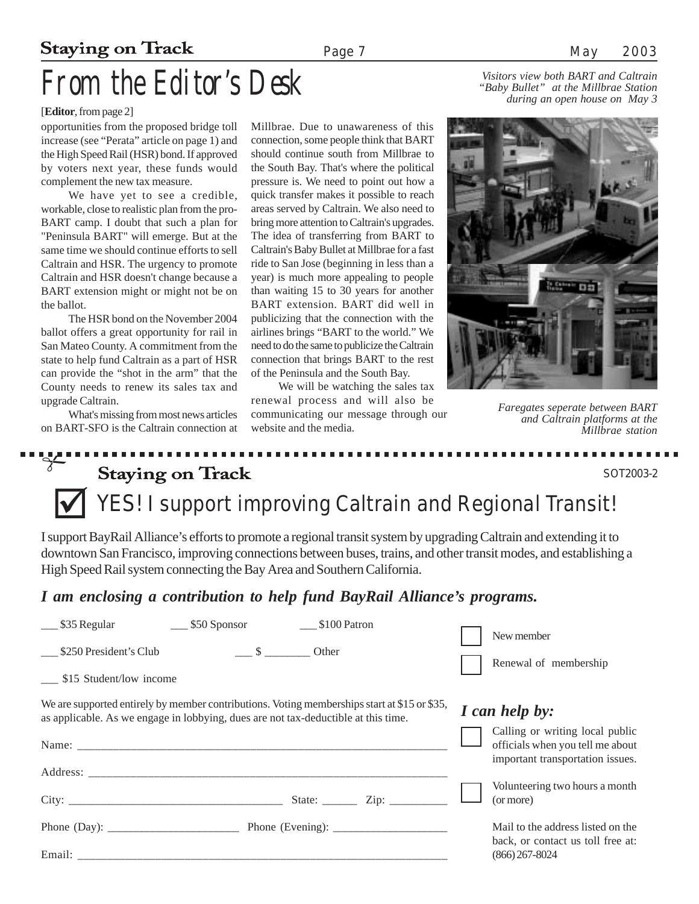# From the Editor's Desk

[**Editor**, from page 2]

opportunities from the proposed bridge toll increase (see "Perata" article on page 1) and the High Speed Rail (HSR) bond. If approved by voters next year, these funds would complement the new tax measure.

We have yet to see a credible, workable, close to realistic plan from the pro-BART camp. I doubt that such a plan for "Peninsula BART" will emerge. But at the same time we should continue efforts to sell Caltrain and HSR. The urgency to promote Caltrain and HSR doesn't change because a BART extension might or might not be on the ballot.

The HSR bond on the November 2004 ballot offers a great opportunity for rail in San Mateo County. A commitment from the state to help fund Caltrain as a part of HSR can provide the "shot in the arm" that the County needs to renew its sales tax and upgrade Caltrain.

What's missing from most news articles on BART-SFO is the Caltrain connection at Millbrae. Due to unawareness of this connection, some people think that BART should continue south from Millbrae to the South Bay. That's where the political pressure is. We need to point out how a quick transfer makes it possible to reach areas served by Caltrain. We also need to bring more attention to Caltrain's upgrades. The idea of transferring from BART to Caltrain's Baby Bullet at Millbrae for a fast ride to San Jose (beginning in less than a year) is much more appealing to people than waiting 15 to 30 years for another BART extension. BART did well in publicizing that the connection with the airlines brings "BART to the world." We need to do the same to publicize the Caltrain connection that brings BART to the rest of the Peninsula and the South Bay.

We will be watching the sales tax renewal process and will also be communicating our message through our website and the media.

*Visitors view both BART and Caltrain "Baby Bullet" at the Millbrae Station during an open house on May 3*

*Faregates seperate between BART and Caltrain platforms at the Millbrae station*

---

**Staying on Track** SOT2003-2

## ☑ YES! I support improving Caltrain and Regional Transit!

I support BayRail Alliance's efforts to promote a regional transit system by upgrading Caltrain and extending it to downtown San Francisco, improving connections between buses, trains, and other transit modes, and establishing a High Speed Rail system connecting the Bay Area and Southern California.

***I am enclosing a contribution to help fund BayRail Alliance's programs.***

___ $35 Regular ___ $50 Sponsor ___ $100 Patron

___ $250 President's Club ___ $ ________ Other

___ $15 Student/low income

☐ New member

☐ Renewal of membership

We are supported entirely by member contributions. Voting memberships start at $15 or $35, as applicable. As we engage in lobbying, dues are not tax-deductible at this time.

Name: ______________________________

Address: ______________________________

City: ____________________ State: ______ Zip: __________

Phone (Day): ____________________ Phone (Evening): ____________________

Email: ______________________________

***I can help by:***

☐ Calling or writing local public officials when you tell me about important transportation issues.

☐ Volunteering two hours a month (or more)

Mail to the address listed on the back, or contact us toll free at: (866) 267-8024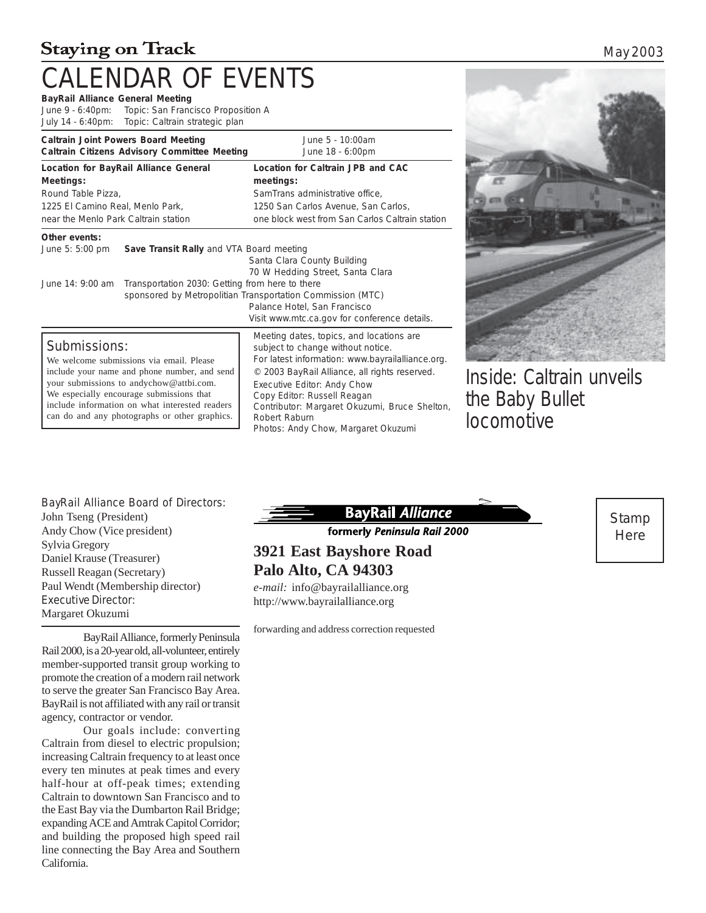# CALENDAR OF EVENTS

**BayRail Alliance General Meeting**

June 9 - 6:40pm: Topic: San Francisco Proposition A
July 14 - 6:40pm: Topic: Caltrain strategic plan

**Caltrain Joint Powers Board Meeting** June 5 - 10:00am
**Caltrain Citizens Advisory Committee Meeting** June 18 - 6:00pm

**Location for BayRail Alliance General Meetings:**
Round Table Pizza,
1225 El Camino Real, Menlo Park,
near the Menlo Park Caltrain station

**Location for Caltrain JPB and CAC meetings:**
SamTrans administrative office,
1250 San Carlos Avenue, San Carlos,
one block west from San Carlos Caltrain station

**Other events:**

June 5: 5:00 pm **Save Transit Rally** and VTA Board meeting
Santa Clara County Building
70 W Hedding Street, Santa Clara

June 14: 9:00 am Transportation 2030: Getting from here to there
sponsored by Metropolitan Transportation Commission (MTC)
Palance Hotel, San Francisco
Visit www.mtc.ca.gov for conference details.

## Submissions:

We welcome submissions via email. Please include your name and phone number, and send your submissions to andychow@attbi.com. We especially encourage submissions that include information on what interested readers can do and any photographs or other graphics.

Meeting dates, topics, and locations are subject to change without notice.
For latest information: www.bayrailalliance.org.
© 2003 BayRail Alliance, all rights reserved.
Executive Editor: Andy Chow
Copy Editor: Russell Reagan
Contributor: Margaret Okuzumi, Bruce Shelton, Robert Raburn
Photos: Andy Chow, Margaret Okuzumi

Inside: Caltrain unveils the Baby Bullet locomotive

BayRail Alliance Board of Directors:
John Tseng (President)
Andy Chow (Vice president)
Sylvia Gregory
Daniel Krause (Treasurer)
Russell Reagan (Secretary)
Paul Wendt (Membership director)
Executive Director:
Margaret Okuzumi

BayRail Alliance, formerly Peninsula Rail 2000, is a 20-year old, all-volunteer, entirely member-supported transit group working to promote the creation of a modern rail network to serve the greater San Francisco Bay Area. BayRail is not affiliated with any rail or transit agency, contractor or vendor.

Our goals include: converting Caltrain from diesel to electric propulsion; increasing Caltrain frequency to at least once every ten minutes at peak times and every half-hour at off-peak times; extending Caltrain to downtown San Francisco and to the East Bay via the Dumbarton Rail Bridge; expanding ACE and Amtrak Capitol Corridor; and building the proposed high speed rail line connecting the Bay Area and Southern California.

**BayRail *Alliance***
**formerly *Peninsula Rail 2000***

**3921 East Bayshore Road**
**Palo Alto, CA 94303**

*e-mail:* info@bayrailalliance.org
http://www.bayrailalliance.org

forwarding and address correction requested

Stamp Here